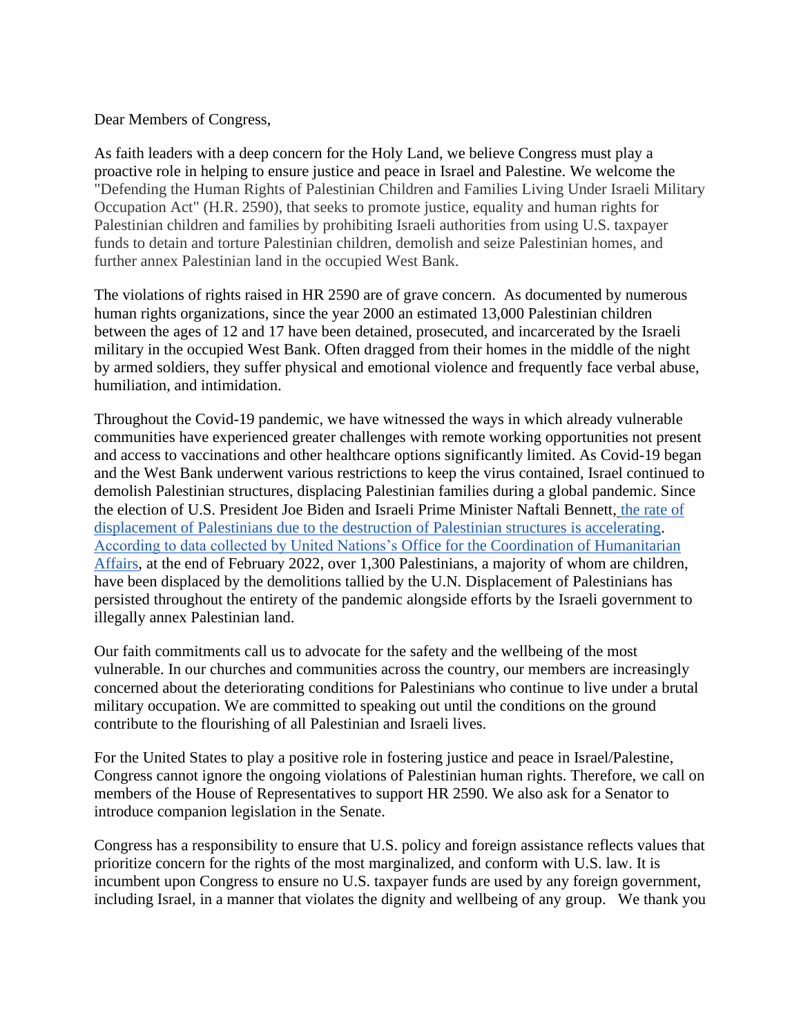Dear Members of Congress,

As faith leaders with a deep concern for the Holy Land, we believe Congress must play a proactive role in helping to ensure justice and peace in Israel and Palestine. We welcome the "Defending the Human Rights of Palestinian Children and Families Living Under Israeli Military Occupation Act" (H.R. 2590), that seeks to promote justice, equality and human rights for Palestinian children and families by prohibiting Israeli authorities from using U.S. taxpayer funds to detain and torture Palestinian children, demolish and seize Palestinian homes, and further annex Palestinian land in the occupied West Bank.

The violations of rights raised in HR 2590 are of grave concern. As documented by numerous human rights organizations, since the year 2000 an estimated 13,000 Palestinian children between the ages of 12 and 17 have been detained, prosecuted, and incarcerated by the Israeli military in the occupied West Bank. Often dragged from their homes in the middle of the night by armed soldiers, they suffer physical and emotional violence and frequently face verbal abuse, humiliation, and intimidation.

Throughout the Covid-19 pandemic, we have witnessed the ways in which already vulnerable communities have experienced greater challenges with remote working opportunities not present and access to vaccinations and other healthcare options significantly limited. As Covid-19 began and the West Bank underwent various restrictions to keep the virus contained, Israel continued to demolish Palestinian structures, displacing Palestinian families during a global pandemic. Since the election of U.S. President Joe Biden and Israeli Prime Minister Naftali Bennett, the rate of displacement of Palestinians due to the destruction of Palestinian structures is accelerating. According to data collected by United Nations's Office for the Coordination of Humanitarian Affairs, at the end of February 2022, over 1,300 Palestinians, a majority of whom are children, have been displaced by the demolitions tallied by the U.N. Displacement of Palestinians has persisted throughout the entirety of the pandemic alongside efforts by the Israeli government to illegally annex Palestinian land.

Our faith commitments call us to advocate for the safety and the wellbeing of the most vulnerable. In our churches and communities across the country, our members are increasingly concerned about the deteriorating conditions for Palestinians who continue to live under a brutal military occupation. We are committed to speaking out until the conditions on the ground contribute to the flourishing of all Palestinian and Israeli lives.

For the United States to play a positive role in fostering justice and peace in Israel/Palestine, Congress cannot ignore the ongoing violations of Palestinian human rights. Therefore, we call on members of the House of Representatives to support HR 2590. We also ask for a Senator to introduce companion legislation in the Senate.

Congress has a responsibility to ensure that U.S. policy and foreign assistance reflects values that prioritize concern for the rights of the most marginalized, and conform with U.S. law. It is incumbent upon Congress to ensure no U.S. taxpayer funds are used by any foreign government, including Israel, in a manner that violates the dignity and wellbeing of any group. We thank you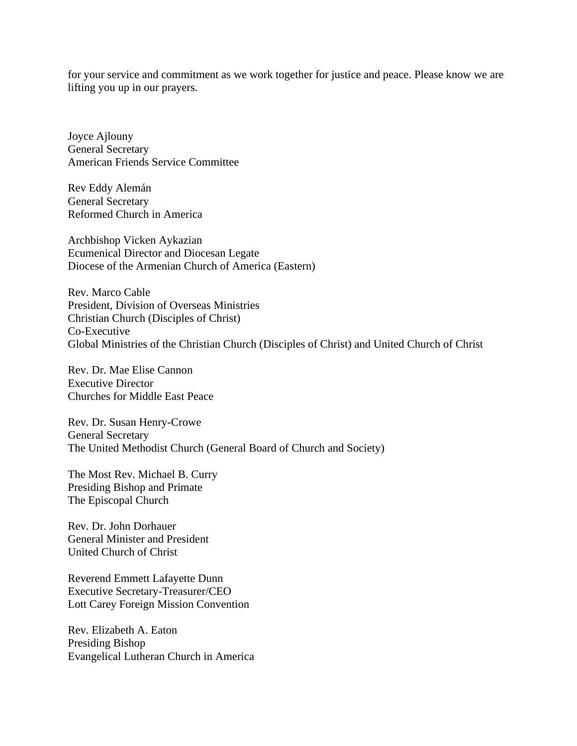for your service and commitment as we work together for justice and peace. Please know we are lifting you up in our prayers.

Joyce Ajlouny
General Secretary
American Friends Service Committee

Rev Eddy Alemán
General Secretary
Reformed Church in America

Archbishop Vicken Aykazian
Ecumenical Director and Diocesan Legate
Diocese of the Armenian Church of America (Eastern)

Rev. Marco Cable
President, Division of Overseas Ministries
Christian Church (Disciples of Christ)
Co-Executive
Global Ministries of the Christian Church (Disciples of Christ) and United Church of Christ

Rev. Dr. Mae Elise Cannon
Executive Director
Churches for Middle East Peace

Rev. Dr. Susan Henry-Crowe
General Secretary
The United Methodist Church (General Board of Church and Society)

The Most Rev. Michael B. Curry
Presiding Bishop and Primate
The Episcopal Church

Rev. Dr. John Dorhauer
General Minister and President
United Church of Christ

Reverend Emmett Lafayette Dunn
Executive Secretary-Treasurer/CEO
Lott Carey Foreign Mission Convention

Rev. Elizabeth A. Eaton
Presiding Bishop
Evangelical Lutheran Church in America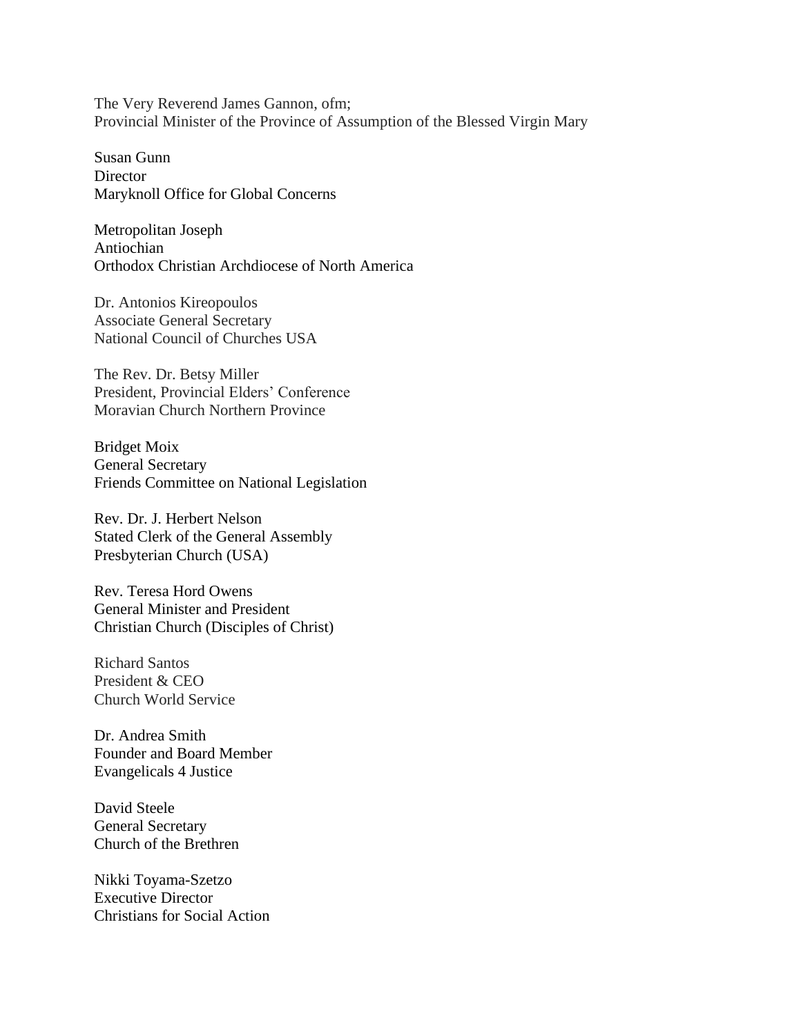The Very Reverend James Gannon, ofm;
Provincial Minister of the Province of Assumption of the Blessed Virgin Mary

Susan Gunn
Director
Maryknoll Office for Global Concerns

Metropolitan Joseph
Antiochian
Orthodox Christian Archdiocese of North America

Dr. Antonios Kireopoulos
Associate General Secretary
National Council of Churches USA

The Rev. Dr. Betsy Miller
President, Provincial Elders' Conference
Moravian Church Northern Province

Bridget Moix
General Secretary
Friends Committee on National Legislation

Rev. Dr. J. Herbert Nelson
Stated Clerk of the General Assembly
Presbyterian Church (USA)

Rev. Teresa Hord Owens
General Minister and President
Christian Church (Disciples of Christ)

Richard Santos
President & CEO
Church World Service

Dr. Andrea Smith
Founder and Board Member
Evangelicals 4 Justice

David Steele
General Secretary
Church of the Brethren

Nikki Toyama-Szetzo
Executive Director
Christians for Social Action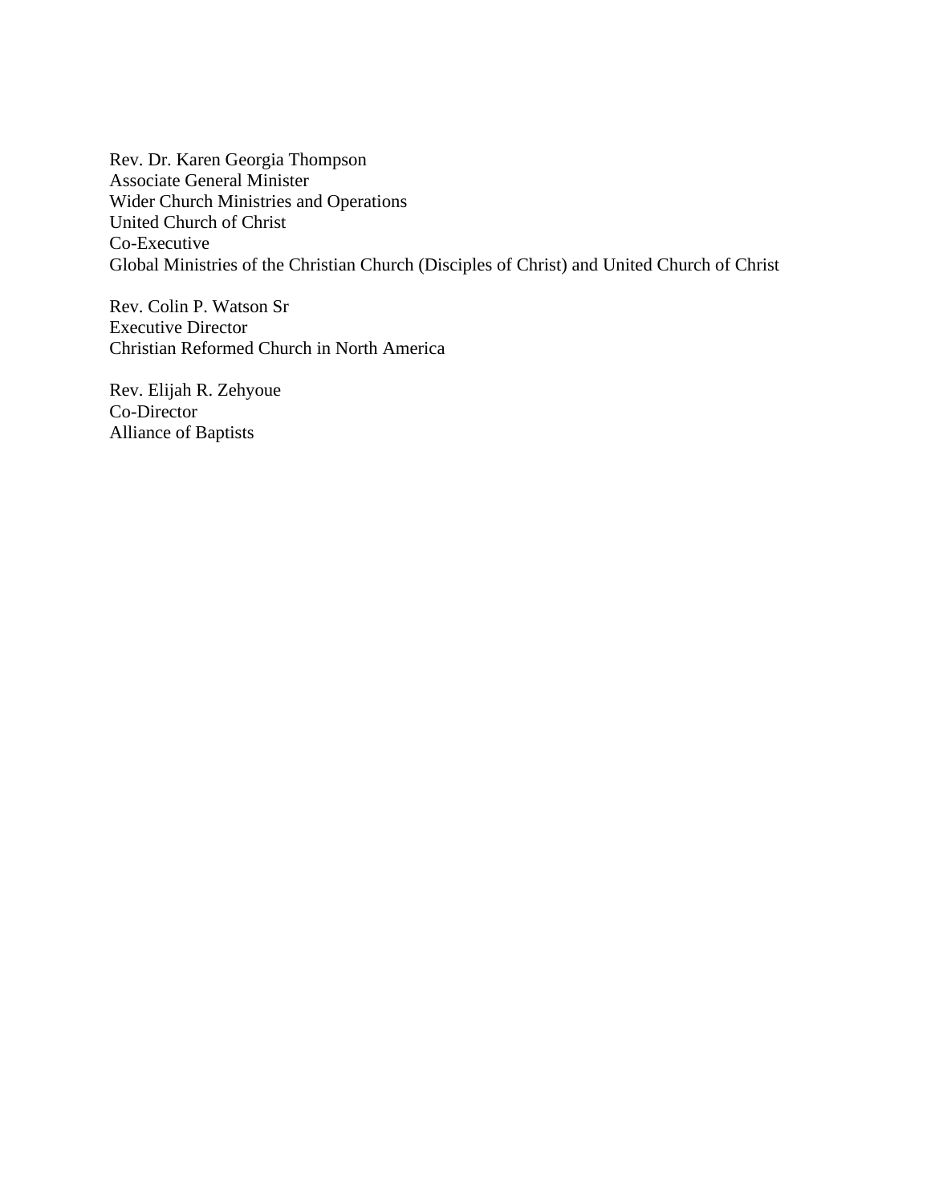Rev. Dr. Karen Georgia Thompson
Associate General Minister
Wider Church Ministries and Operations
United Church of Christ
Co-Executive
Global Ministries of the Christian Church (Disciples of Christ) and United Church of Christ

Rev. Colin P. Watson Sr
Executive Director
Christian Reformed Church in North America

Rev. Elijah R. Zehyoue
Co-Director
Alliance of Baptists